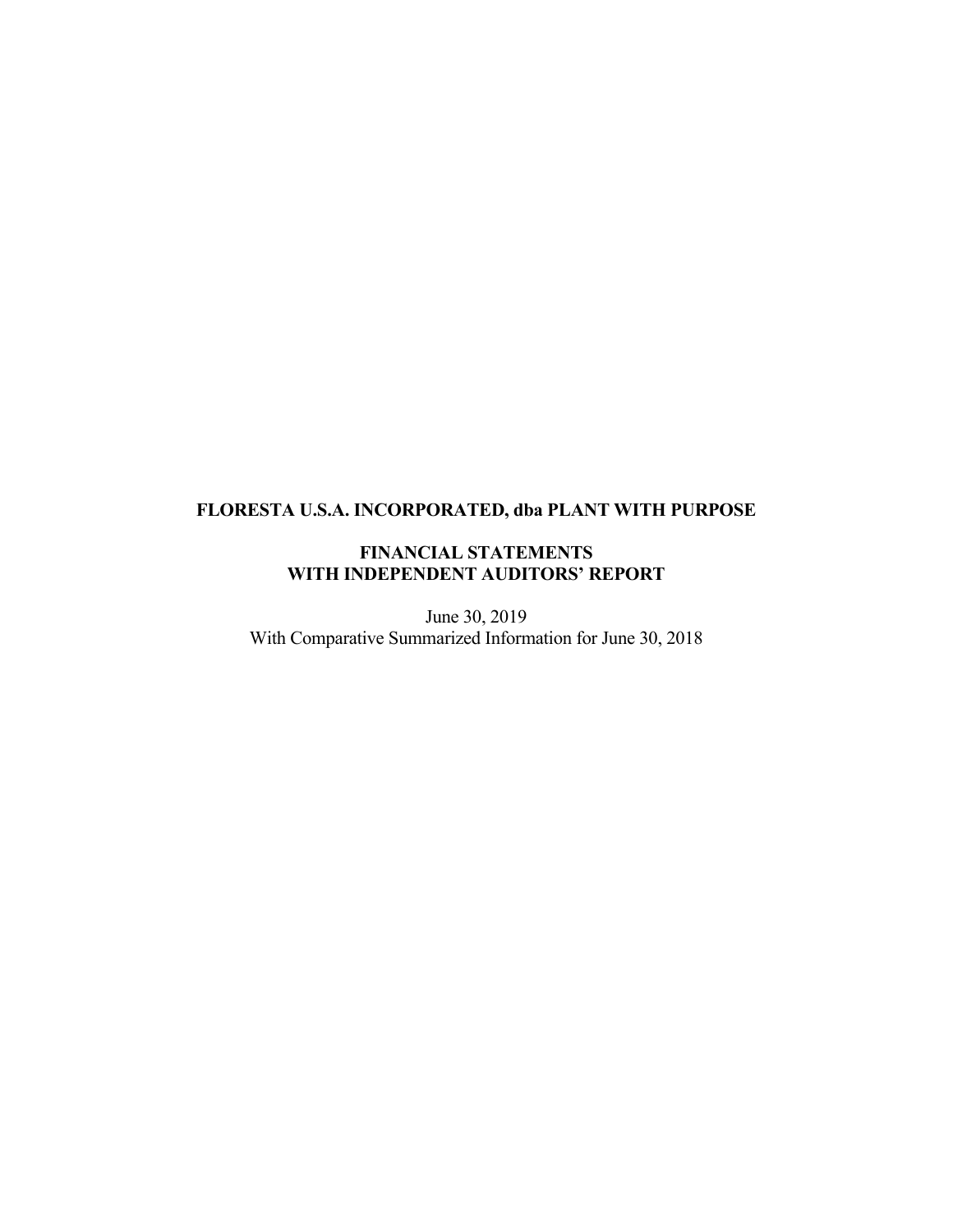# FLORESTA U.S.A. INCORPORATED, dba PLANT WITH PURPOSE

## FINANCIAL STATEMENTS WITH INDEPENDENT AUDITORS' REPORT

June 30, 2019
With Comparative Summarized Information for June 30, 2018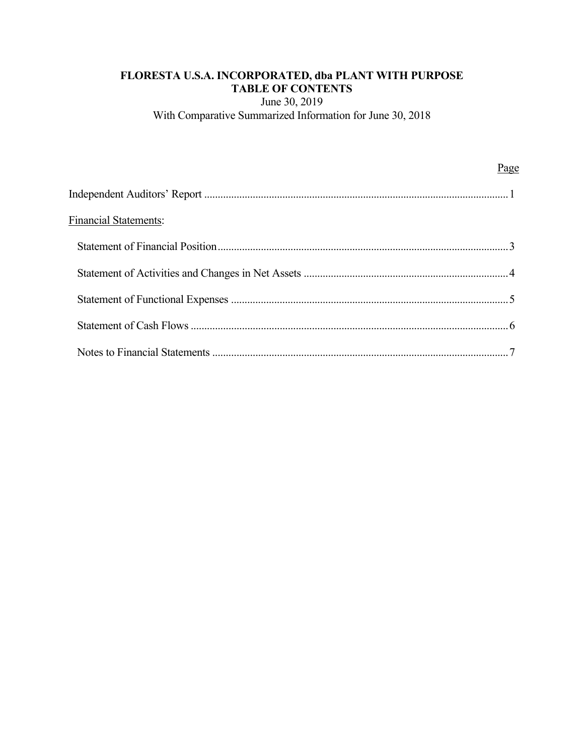**FLORESTA U.S.A. INCORPORATED, dba PLANT WITH PURPOSE**
**TABLE OF CONTENTS**
June 30, 2019
With Comparative Summarized Information for June 30, 2018

| | Page |
|---|---|
| Independent Auditors' Report | 1 |
| Financial Statements: | |
| Statement of Financial Position | 3 |
| Statement of Activities and Changes in Net Assets | 4 |
| Statement of Functional Expenses | 5 |
| Statement of Cash Flows | 6 |
| Notes to Financial Statements | 7 |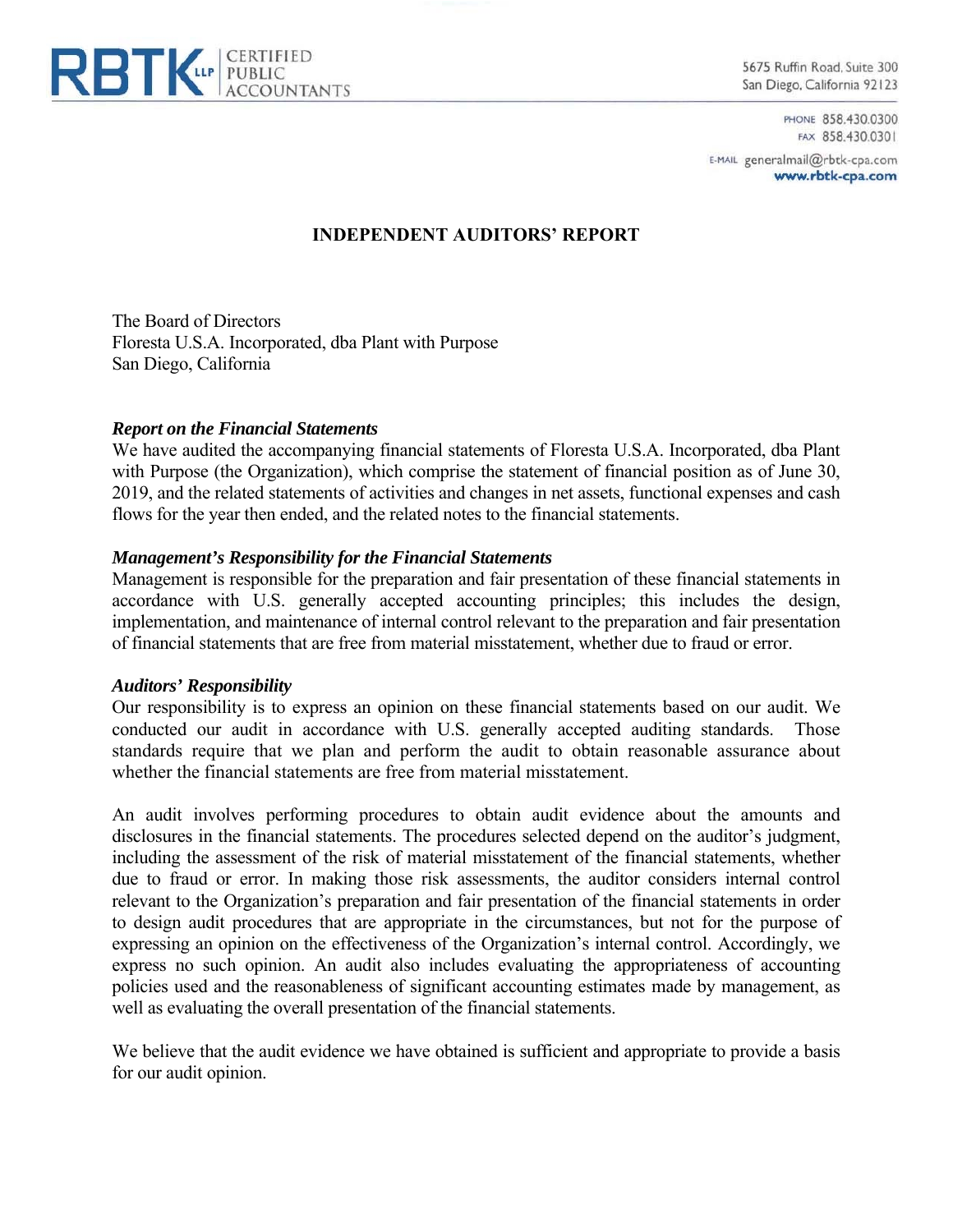RBTK LLP CERTIFIED PUBLIC ACCOUNTANTS

5675 Ruffin Road, Suite 300
San Diego, California 92123

PHONE 858.430.0300
FAX 858.430.0301
E-MAIL generalmail@rbtk-cpa.com
**www.rbtk-cpa.com**

## INDEPENDENT AUDITORS' REPORT

The Board of Directors
Floresta U.S.A. Incorporated, dba Plant with Purpose
San Diego, California

***Report on the Financial Statements***
We have audited the accompanying financial statements of Floresta U.S.A. Incorporated, dba Plant with Purpose (the Organization), which comprise the statement of financial position as of June 30, 2019, and the related statements of activities and changes in net assets, functional expenses and cash flows for the year then ended, and the related notes to the financial statements.

***Management's Responsibility for the Financial Statements***
Management is responsible for the preparation and fair presentation of these financial statements in accordance with U.S. generally accepted accounting principles; this includes the design, implementation, and maintenance of internal control relevant to the preparation and fair presentation of financial statements that are free from material misstatement, whether due to fraud or error.

***Auditors' Responsibility***
Our responsibility is to express an opinion on these financial statements based on our audit. We conducted our audit in accordance with U.S. generally accepted auditing standards. Those standards require that we plan and perform the audit to obtain reasonable assurance about whether the financial statements are free from material misstatement.

An audit involves performing procedures to obtain audit evidence about the amounts and disclosures in the financial statements. The procedures selected depend on the auditor's judgment, including the assessment of the risk of material misstatement of the financial statements, whether due to fraud or error. In making those risk assessments, the auditor considers internal control relevant to the Organization's preparation and fair presentation of the financial statements in order to design audit procedures that are appropriate in the circumstances, but not for the purpose of expressing an opinion on the effectiveness of the Organization's internal control. Accordingly, we express no such opinion. An audit also includes evaluating the appropriateness of accounting policies used and the reasonableness of significant accounting estimates made by management, as well as evaluating the overall presentation of the financial statements.

We believe that the audit evidence we have obtained is sufficient and appropriate to provide a basis for our audit opinion.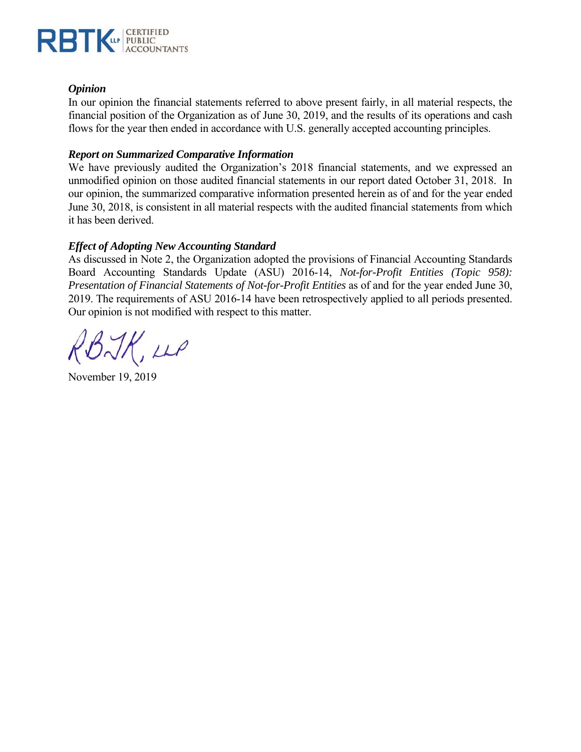RBTK LLP CERTIFIED PUBLIC ACCOUNTANTS

***Opinion***

In our opinion the financial statements referred to above present fairly, in all material respects, the financial position of the Organization as of June 30, 2019, and the results of its operations and cash flows for the year then ended in accordance with U.S. generally accepted accounting principles.

***Report on Summarized Comparative Information***

We have previously audited the Organization's 2018 financial statements, and we expressed an unmodified opinion on those audited financial statements in our report dated October 31, 2018. In our opinion, the summarized comparative information presented herein as of and for the year ended June 30, 2018, is consistent in all material respects with the audited financial statements from which it has been derived.

***Effect of Adopting New Accounting Standard***

As discussed in Note 2, the Organization adopted the provisions of Financial Accounting Standards Board Accounting Standards Update (ASU) 2016-14, *Not-for-Profit Entities (Topic 958): Presentation of Financial Statements of Not-for-Profit Entities* as of and for the year ended June 30, 2019. The requirements of ASU 2016-14 have been retrospectively applied to all periods presented. Our opinion is not modified with respect to this matter.

RBTK, LLP

November 19, 2019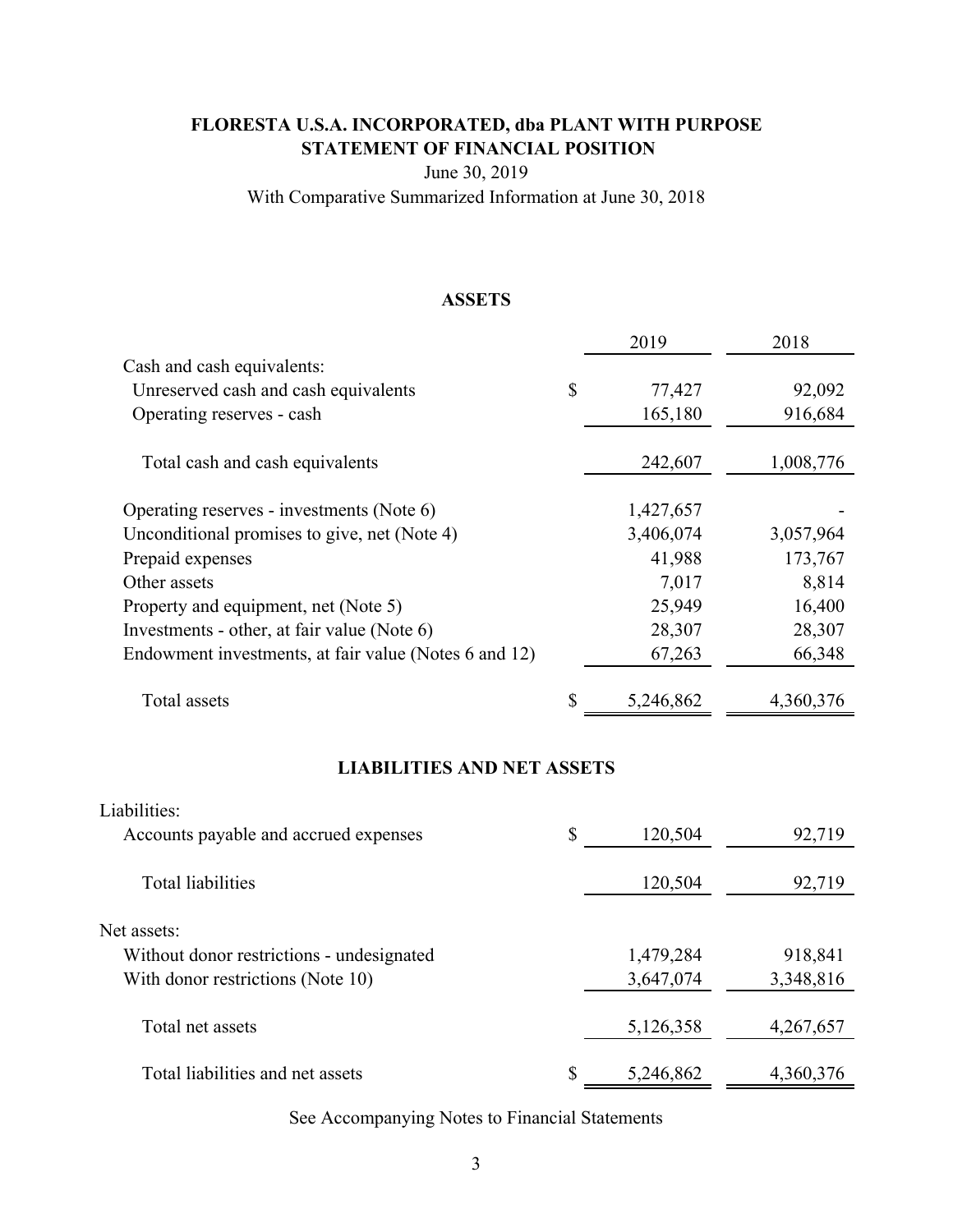# FLORESTA U.S.A. INCORPORATED, dba PLANT WITH PURPOSE

## STATEMENT OF FINANCIAL POSITION

June 30, 2019

With Comparative Summarized Information at June 30, 2018

### ASSETS

| | | 2019 | 2018 |
|---|---|---|---|
| Cash and cash equivalents: | | | |
| Unreserved cash and cash equivalents | $ | 77,427 | 92,092 |
| Operating reserves - cash | | 165,180 | 916,684 |
| Total cash and cash equivalents | | 242,607 | 1,008,776 |
| Operating reserves - investments (Note 6) | | 1,427,657 | - |
| Unconditional promises to give, net (Note 4) | | 3,406,074 | 3,057,964 |
| Prepaid expenses | | 41,988 | 173,767 |
| Other assets | | 7,017 | 8,814 |
| Property and equipment, net (Note 5) | | 25,949 | 16,400 |
| Investments - other, at fair value (Note 6) | | 28,307 | 28,307 |
| Endowment investments, at fair value (Notes 6 and 12) | | 67,263 | 66,348 |
| Total assets | $ | 5,246,862 | 4,360,376 |

### LIABILITIES AND NET ASSETS

| | | 2019 | 2018 |
|---|---|---|---|
| Liabilities: | | | |
| Accounts payable and accrued expenses | $ | 120,504 | 92,719 |
| Total liabilities | | 120,504 | 92,719 |
| Net assets: | | | |
| Without donor restrictions - undesignated | | 1,479,284 | 918,841 |
| With donor restrictions (Note 10) | | 3,647,074 | 3,348,816 |
| Total net assets | | 5,126,358 | 4,267,657 |
| Total liabilities and net assets | $ | 5,246,862 | 4,360,376 |

See Accompanying Notes to Financial Statements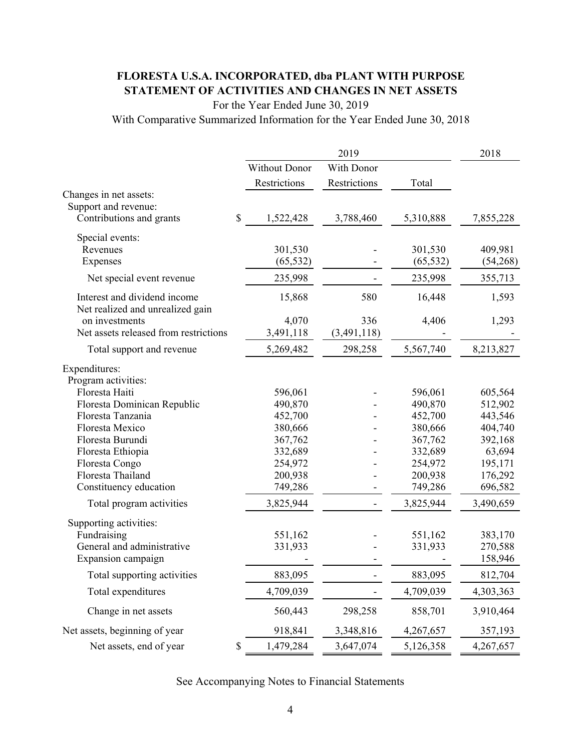# FLORESTA U.S.A. INCORPORATED, dba PLANT WITH PURPOSE
## STATEMENT OF ACTIVITIES AND CHANGES IN NET ASSETS

For the Year Ended June 30, 2019

With Comparative Summarized Information for the Year Ended June 30, 2018

| | 2019 | | | 2018 |
|---|---|---|---|---|
| | Without Donor Restrictions | With Donor Restrictions | Total | |
| **Changes in net assets:** | | | | |
| Support and revenue: | | | | |
| Contributions and grants | $ 1,522,428 | 3,788,460 | 5,310,888 | 7,855,228 |
| Special events: | | | | |
| Revenues | 301,530 | - | 301,530 | 409,981 |
| Expenses | (65,532) | - | (65,532) | (54,268) |
| Net special event revenue | 235,998 | - | 235,998 | 355,713 |
| Interest and dividend income | 15,868 | 580 | 16,448 | 1,593 |
| Net realized and unrealized gain on investments | 4,070 | 336 | 4,406 | 1,293 |
| Net assets released from restrictions | 3,491,118 | (3,491,118) | - | - |
| Total support and revenue | 5,269,482 | 298,258 | 5,567,740 | 8,213,827 |
| **Expenditures:** | | | | |
| Program activities: | | | | |
| Floresta Haiti | 596,061 | - | 596,061 | 605,564 |
| Floresta Dominican Republic | 490,870 | - | 490,870 | 512,902 |
| Floresta Tanzania | 452,700 | - | 452,700 | 443,546 |
| Floresta Mexico | 380,666 | - | 380,666 | 404,740 |
| Floresta Burundi | 367,762 | - | 367,762 | 392,168 |
| Floresta Ethiopia | 332,689 | - | 332,689 | 63,694 |
| Floresta Congo | 254,972 | - | 254,972 | 195,171 |
| Floresta Thailand | 200,938 | - | 200,938 | 176,292 |
| Constituency education | 749,286 | - | 749,286 | 696,582 |
| Total program activities | 3,825,944 | - | 3,825,944 | 3,490,659 |
| Supporting activities: | | | | |
| Fundraising | 551,162 | - | 551,162 | 383,170 |
| General and administrative | 331,933 | - | 331,933 | 270,588 |
| Expansion campaign | - | - | - | 158,946 |
| Total supporting activities | 883,095 | - | 883,095 | 812,704 |
| Total expenditures | 4,709,039 | - | 4,709,039 | 4,303,363 |
| Change in net assets | 560,443 | 298,258 | 858,701 | 3,910,464 |
| Net assets, beginning of year | 918,841 | 3,348,816 | 4,267,657 | 357,193 |
| Net assets, end of year | $ 1,479,284 | 3,647,074 | 5,126,358 | 4,267,657 |

See Accompanying Notes to Financial Statements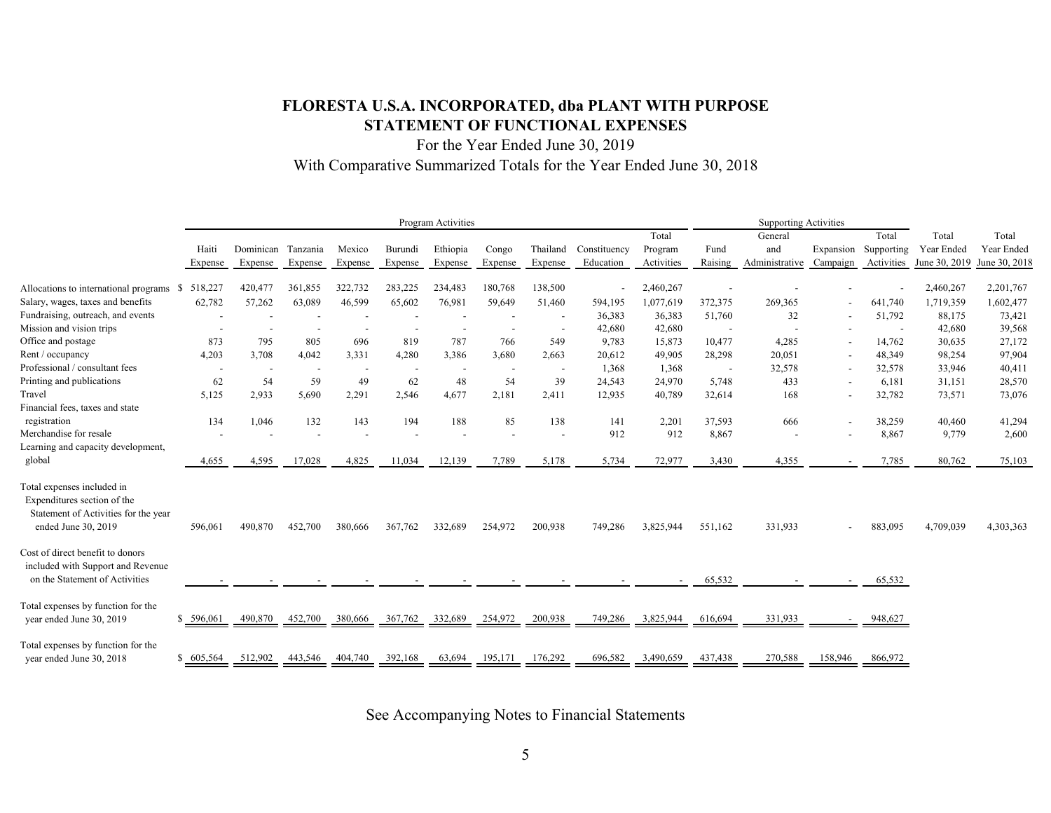# FLORESTA U.S.A. INCORPORATED, dba PLANT WITH PURPOSE
## STATEMENT OF FUNCTIONAL EXPENSES

For the Year Ended June 30, 2019

With Comparative Summarized Totals for the Year Ended June 30, 2018

| | Program Activities | | | | | | | | | | Supporting Activities | | | | | |
|---|---|---|---|---|---|---|---|---|---|---|---|---|---|---|---|---|
| | Haiti Expense | Dominican Expense | Tanzania Expense | Mexico Expense | Burundi Expense | Ethiopia Expense | Congo Expense | Thailand Expense | Constituency Education | Total Program Activities | Fund Raising | General and Administrative | Expansion Campaign | Total Supporting Activities | Total Year Ended June 30, 2019 | Total Year Ended June 30, 2018 |
| Allocations to international programs | $ 518,227 | 420,477 | 361,855 | 322,732 | 283,225 | 234,483 | 180,768 | 138,500 | - | 2,460,267 | - | - | - | - | 2,460,267 | 2,201,767 |
| Salary, wages, taxes and benefits | 62,782 | 57,262 | 63,089 | 46,599 | 65,602 | 76,981 | 59,649 | 51,460 | 594,195 | 1,077,619 | 372,375 | 269,365 | - | 641,740 | 1,719,359 | 1,602,477 |
| Fundraising, outreach, and events | - | - | - | - | - | - | - | - | 36,383 | 36,383 | 51,760 | 32 | - | 51,792 | 88,175 | 73,421 |
| Mission and vision trips | - | - | - | - | - | - | - | - | 42,680 | 42,680 | - | - | - | - | 42,680 | 39,568 |
| Office and postage | 873 | 795 | 805 | 696 | 819 | 787 | 766 | 549 | 9,783 | 15,873 | 10,477 | 4,285 | - | 14,762 | 30,635 | 27,172 |
| Rent / occupancy | 4,203 | 3,708 | 4,042 | 3,331 | 4,280 | 3,386 | 3,680 | 2,663 | 20,612 | 49,905 | 28,298 | 20,051 | - | 48,349 | 98,254 | 97,904 |
| Professional / consultant fees | - | - | - | - | - | - | - | - | 1,368 | 1,368 | - | 32,578 | - | 32,578 | 33,946 | 40,411 |
| Printing and publications | 62 | 54 | 59 | 49 | 62 | 48 | 54 | 39 | 24,543 | 24,970 | 5,748 | 433 | - | 6,181 | 31,151 | 28,570 |
| Travel | 5,125 | 2,933 | 5,690 | 2,291 | 2,546 | 4,677 | 2,181 | 2,411 | 12,935 | 40,789 | 32,614 | 168 | - | 32,782 | 73,571 | 73,076 |
| Financial fees, taxes and state registration | 134 | 1,046 | 132 | 143 | 194 | 188 | 85 | 138 | 141 | 2,201 | 37,593 | 666 | - | 38,259 | 40,460 | 41,294 |
| Merchandise for resale | - | - | - | - | - | - | - | - | 912 | 912 | 8,867 | - | - | 8,867 | 9,779 | 2,600 |
| Learning and capacity development, global | 4,655 | 4,595 | 17,028 | 4,825 | 11,034 | 12,139 | 7,789 | 5,178 | 5,734 | 72,977 | 3,430 | 4,355 | - | 7,785 | 80,762 | 75,103 |
| Total expenses included in Expenditures section of the Statement of Activities for the year ended June 30, 2019 | 596,061 | 490,870 | 452,700 | 380,666 | 367,762 | 332,689 | 254,972 | 200,938 | 749,286 | 3,825,944 | 551,162 | 331,933 | - | 883,095 | 4,709,039 | 4,303,363 |
| Cost of direct benefit to donors included with Support and Revenue on the Statement of Activities | - | - | - | - | - | - | - | - | - | - | 65,532 | - | - | 65,532 | | |
| Total expenses by function for the year ended June 30, 2019 | $ 596,061 | 490,870 | 452,700 | 380,666 | 367,762 | 332,689 | 254,972 | 200,938 | 749,286 | 3,825,944 | 616,694 | 331,933 | - | 948,627 | | |
| Total expenses by function for the year ended June 30, 2018 | $ 605,564 | 512,902 | 443,546 | 404,740 | 392,168 | 63,694 | 195,171 | 176,292 | 696,582 | 3,490,659 | 437,438 | 270,588 | 158,946 | 866,972 | | |

See Accompanying Notes to Financial Statements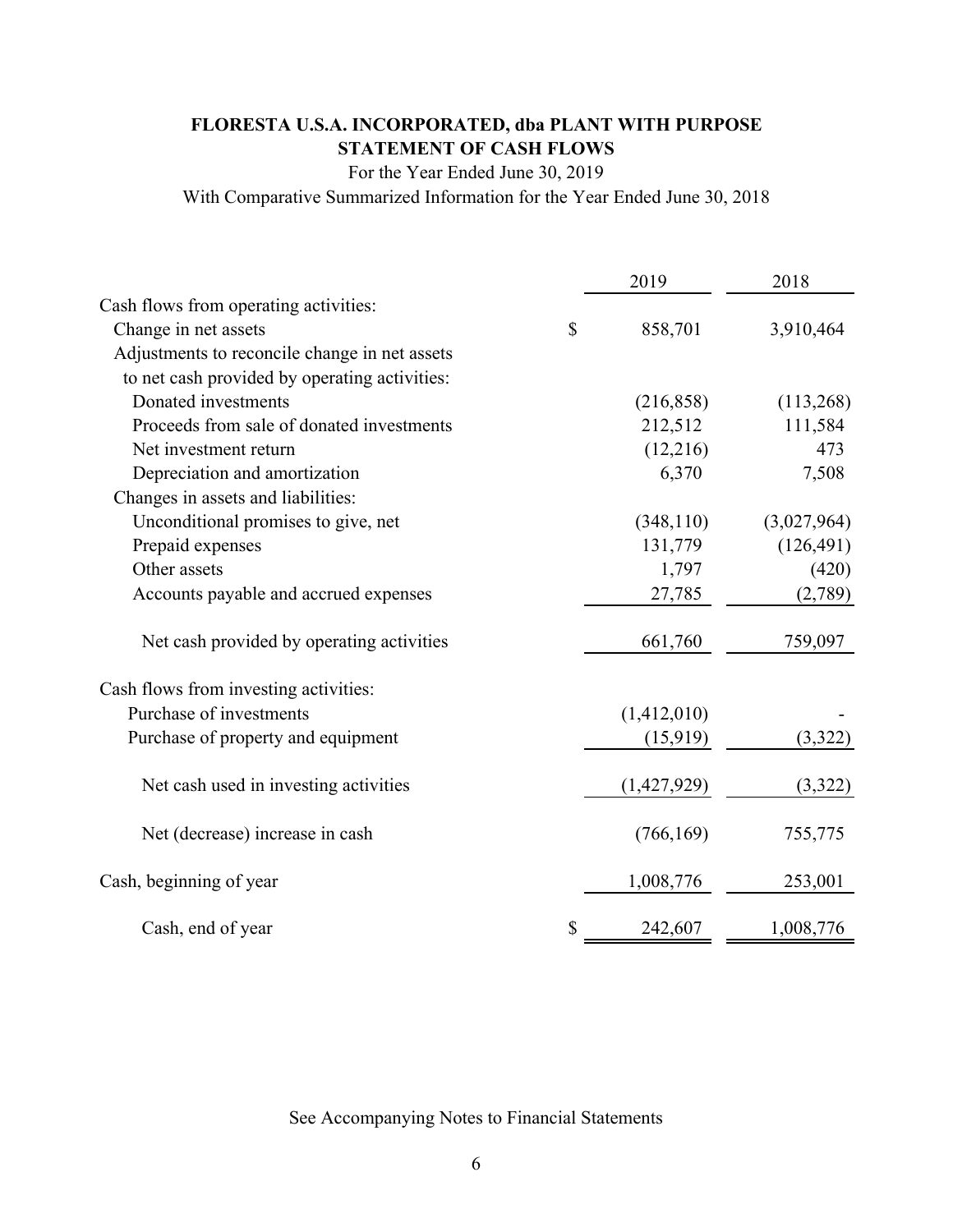# FLORESTA U.S.A. INCORPORATED, dba PLANT WITH PURPOSE
## STATEMENT OF CASH FLOWS

For the Year Ended June 30, 2019

With Comparative Summarized Information for the Year Ended June 30, 2018

| | 2019 | 2018 |
|---|---|---|
| Cash flows from operating activities: | | |
| Change in net assets | $ 858,701 | 3,910,464 |
| Adjustments to reconcile change in net assets to net cash provided by operating activities: | | |
| Donated investments | (216,858) | (113,268) |
| Proceeds from sale of donated investments | 212,512 | 111,584 |
| Net investment return | (12,216) | 473 |
| Depreciation and amortization | 6,370 | 7,508 |
| Changes in assets and liabilities: | | |
| Unconditional promises to give, net | (348,110) | (3,027,964) |
| Prepaid expenses | 131,779 | (126,491) |
| Other assets | 1,797 | (420) |
| Accounts payable and accrued expenses | 27,785 | (2,789) |
| Net cash provided by operating activities | 661,760 | 759,097 |
| Cash flows from investing activities: | | |
| Purchase of investments | (1,412,010) | - |
| Purchase of property and equipment | (15,919) | (3,322) |
| Net cash used in investing activities | (1,427,929) | (3,322) |
| Net (decrease) increase in cash | (766,169) | 755,775 |
| Cash, beginning of year | 1,008,776 | 253,001 |
| Cash, end of year | $ 242,607 | 1,008,776 |

See Accompanying Notes to Financial Statements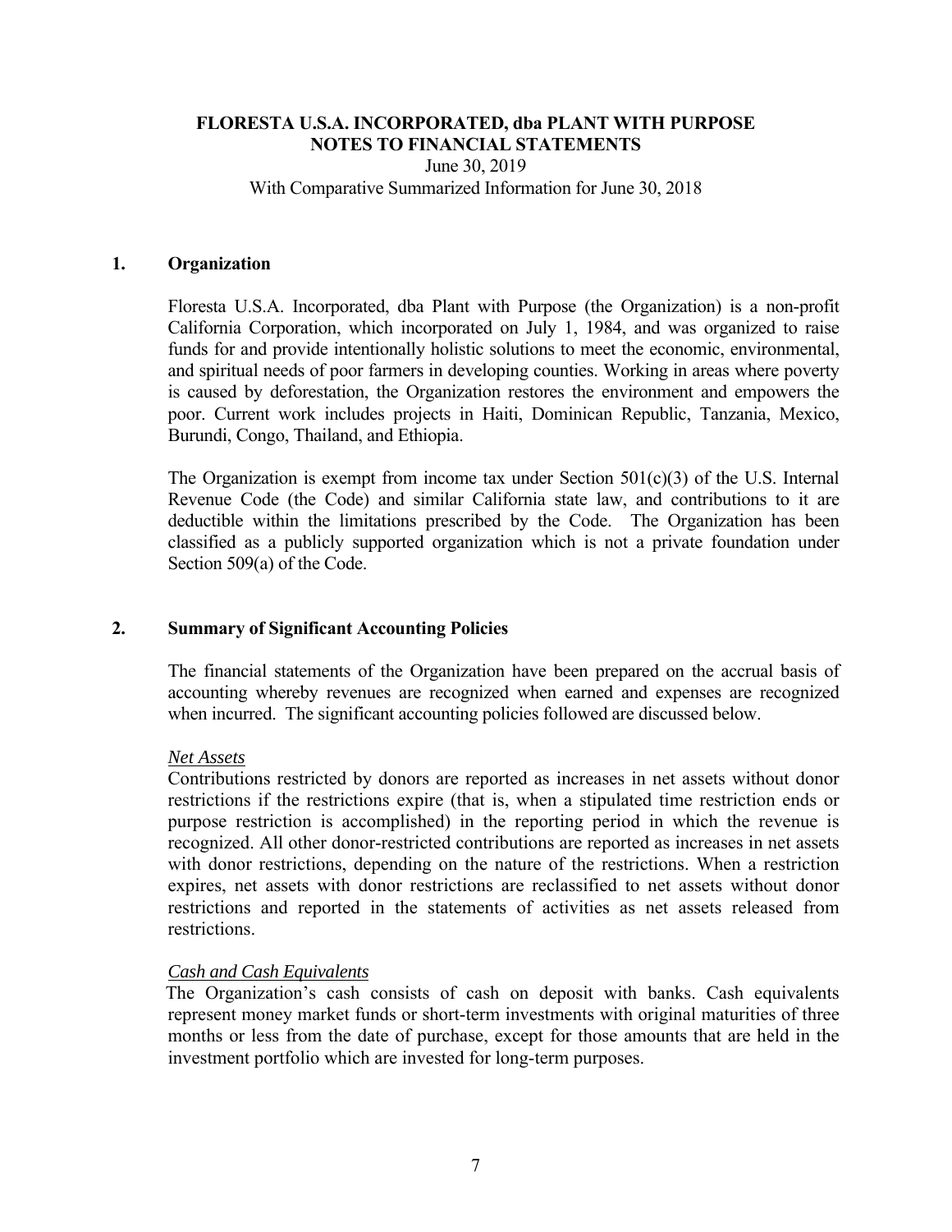# FLORESTA U.S.A. INCORPORATED, dba PLANT WITH PURPOSE
## NOTES TO FINANCIAL STATEMENTS

June 30, 2019
With Comparative Summarized Information for June 30, 2018

### 1. Organization

Floresta U.S.A. Incorporated, dba Plant with Purpose (the Organization) is a non-profit California Corporation, which incorporated on July 1, 1984, and was organized to raise funds for and provide intentionally holistic solutions to meet the economic, environmental, and spiritual needs of poor farmers in developing counties. Working in areas where poverty is caused by deforestation, the Organization restores the environment and empowers the poor. Current work includes projects in Haiti, Dominican Republic, Tanzania, Mexico, Burundi, Congo, Thailand, and Ethiopia.

The Organization is exempt from income tax under Section 501(c)(3) of the U.S. Internal Revenue Code (the Code) and similar California state law, and contributions to it are deductible within the limitations prescribed by the Code. The Organization has been classified as a publicly supported organization which is not a private foundation under Section 509(a) of the Code.

### 2. Summary of Significant Accounting Policies

The financial statements of the Organization have been prepared on the accrual basis of accounting whereby revenues are recognized when earned and expenses are recognized when incurred. The significant accounting policies followed are discussed below.

*Net Assets*

Contributions restricted by donors are reported as increases in net assets without donor restrictions if the restrictions expire (that is, when a stipulated time restriction ends or purpose restriction is accomplished) in the reporting period in which the revenue is recognized. All other donor-restricted contributions are reported as increases in net assets with donor restrictions, depending on the nature of the restrictions. When a restriction expires, net assets with donor restrictions are reclassified to net assets without donor restrictions and reported in the statements of activities as net assets released from restrictions.

*Cash and Cash Equivalents*

The Organization's cash consists of cash on deposit with banks. Cash equivalents represent money market funds or short-term investments with original maturities of three months or less from the date of purchase, except for those amounts that are held in the investment portfolio which are invested for long-term purposes.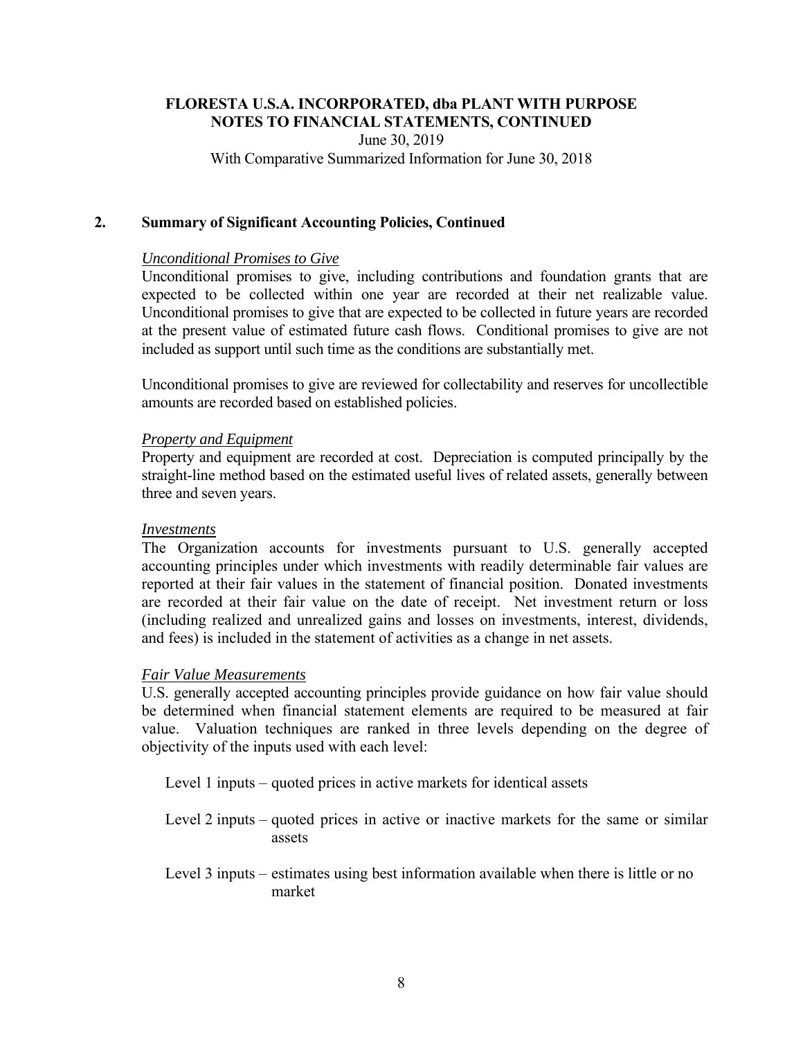## 2. Summary of Significant Accounting Policies, Continued

*Unconditional Promises to Give*

Unconditional promises to give, including contributions and foundation grants that are expected to be collected within one year are recorded at their net realizable value. Unconditional promises to give that are expected to be collected in future years are recorded at the present value of estimated future cash flows. Conditional promises to give are not included as support until such time as the conditions are substantially met.

Unconditional promises to give are reviewed for collectability and reserves for uncollectible amounts are recorded based on established policies.

*Property and Equipment*

Property and equipment are recorded at cost. Depreciation is computed principally by the straight-line method based on the estimated useful lives of related assets, generally between three and seven years.

*Investments*

The Organization accounts for investments pursuant to U.S. generally accepted accounting principles under which investments with readily determinable fair values are reported at their fair values in the statement of financial position. Donated investments are recorded at their fair value on the date of receipt. Net investment return or loss (including realized and unrealized gains and losses on investments, interest, dividends, and fees) is included in the statement of activities as a change in net assets.

*Fair Value Measurements*

U.S. generally accepted accounting principles provide guidance on how fair value should be determined when financial statement elements are required to be measured at fair value. Valuation techniques are ranked in three levels depending on the degree of objectivity of the inputs used with each level:

- Level 1 inputs – quoted prices in active markets for identical assets
- Level 2 inputs – quoted prices in active or inactive markets for the same or similar assets
- Level 3 inputs – estimates using best information available when there is little or no market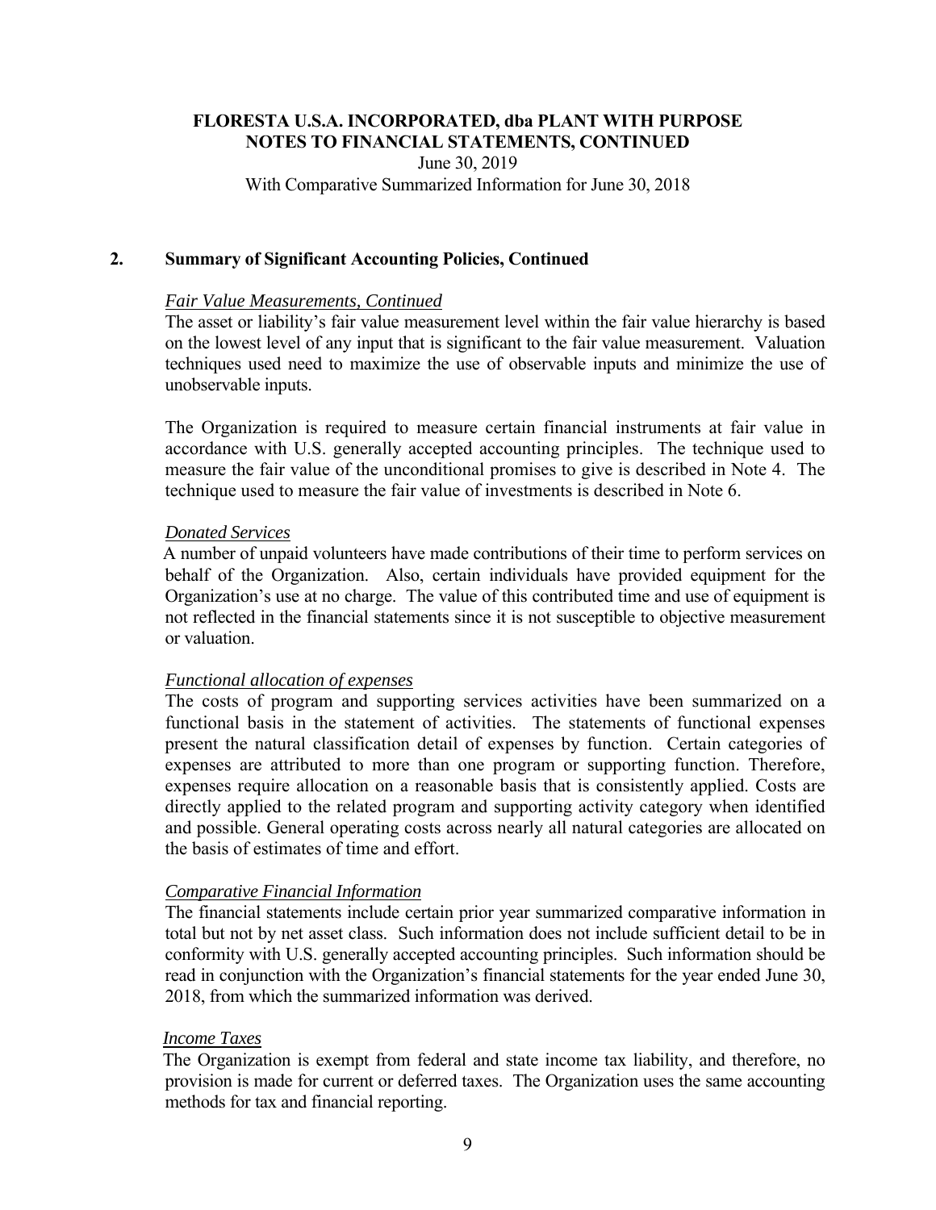**FLORESTA U.S.A. INCORPORATED, dba PLANT WITH PURPOSE**
**NOTES TO FINANCIAL STATEMENTS, CONTINUED**
June 30, 2019
With Comparative Summarized Information for June 30, 2018

## 2. Summary of Significant Accounting Policies, Continued

*Fair Value Measurements, Continued*

The asset or liability's fair value measurement level within the fair value hierarchy is based on the lowest level of any input that is significant to the fair value measurement. Valuation techniques used need to maximize the use of observable inputs and minimize the use of unobservable inputs.

The Organization is required to measure certain financial instruments at fair value in accordance with U.S. generally accepted accounting principles. The technique used to measure the fair value of the unconditional promises to give is described in Note 4. The technique used to measure the fair value of investments is described in Note 6.

*Donated Services*

A number of unpaid volunteers have made contributions of their time to perform services on behalf of the Organization. Also, certain individuals have provided equipment for the Organization's use at no charge. The value of this contributed time and use of equipment is not reflected in the financial statements since it is not susceptible to objective measurement or valuation.

*Functional allocation of expenses*

The costs of program and supporting services activities have been summarized on a functional basis in the statement of activities. The statements of functional expenses present the natural classification detail of expenses by function. Certain categories of expenses are attributed to more than one program or supporting function. Therefore, expenses require allocation on a reasonable basis that is consistently applied. Costs are directly applied to the related program and supporting activity category when identified and possible. General operating costs across nearly all natural categories are allocated on the basis of estimates of time and effort.

*Comparative Financial Information*

The financial statements include certain prior year summarized comparative information in total but not by net asset class. Such information does not include sufficient detail to be in conformity with U.S. generally accepted accounting principles. Such information should be read in conjunction with the Organization's financial statements for the year ended June 30, 2018, from which the summarized information was derived.

*Income Taxes*

The Organization is exempt from federal and state income tax liability, and therefore, no provision is made for current or deferred taxes. The Organization uses the same accounting methods for tax and financial reporting.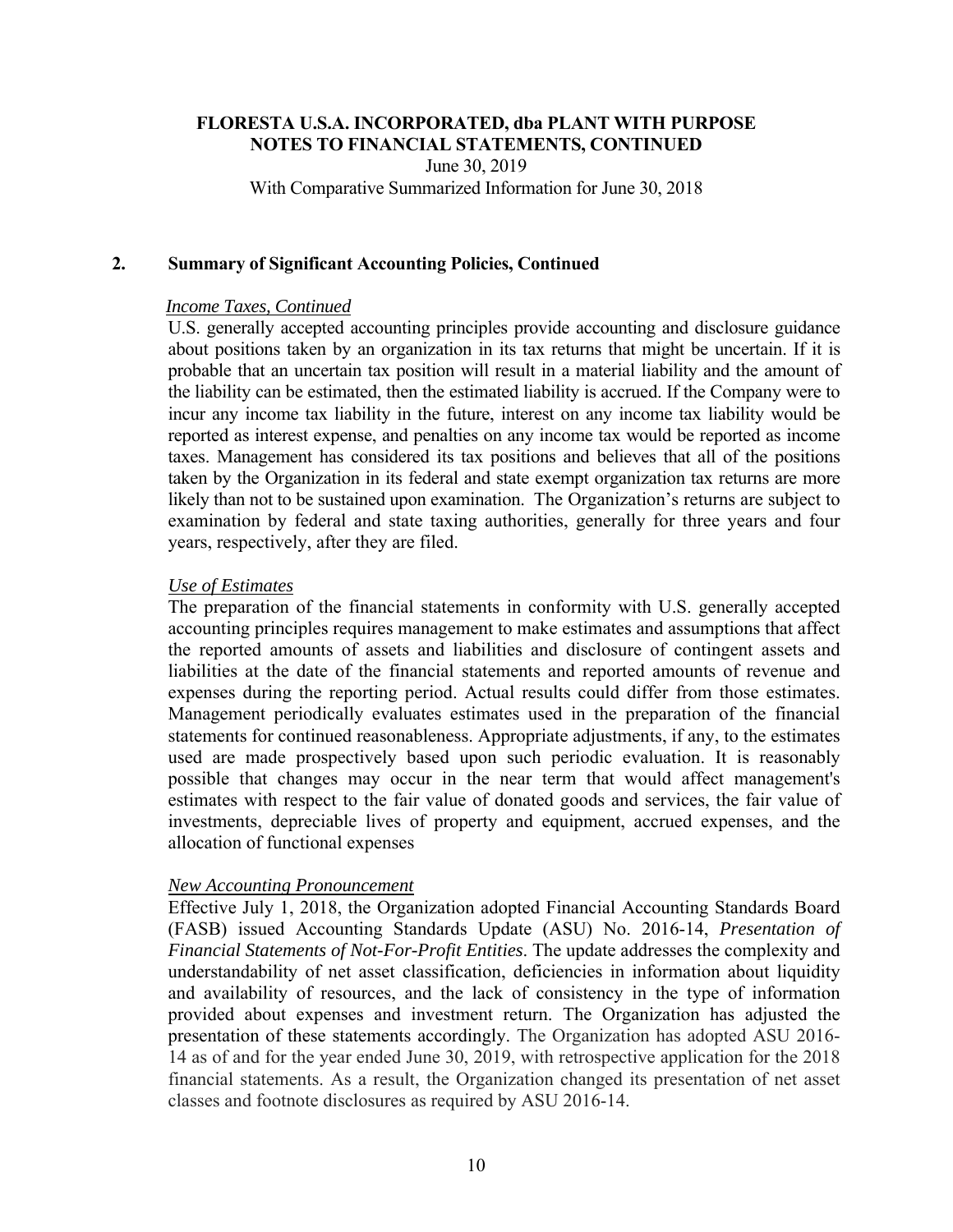## 2. Summary of Significant Accounting Policies, Continued

*Income Taxes, Continued*

U.S. generally accepted accounting principles provide accounting and disclosure guidance about positions taken by an organization in its tax returns that might be uncertain. If it is probable that an uncertain tax position will result in a material liability and the amount of the liability can be estimated, then the estimated liability is accrued. If the Company were to incur any income tax liability in the future, interest on any income tax liability would be reported as interest expense, and penalties on any income tax would be reported as income taxes. Management has considered its tax positions and believes that all of the positions taken by the Organization in its federal and state exempt organization tax returns are more likely than not to be sustained upon examination. The Organization's returns are subject to examination by federal and state taxing authorities, generally for three years and four years, respectively, after they are filed.

*Use of Estimates*

The preparation of the financial statements in conformity with U.S. generally accepted accounting principles requires management to make estimates and assumptions that affect the reported amounts of assets and liabilities and disclosure of contingent assets and liabilities at the date of the financial statements and reported amounts of revenue and expenses during the reporting period. Actual results could differ from those estimates. Management periodically evaluates estimates used in the preparation of the financial statements for continued reasonableness. Appropriate adjustments, if any, to the estimates used are made prospectively based upon such periodic evaluation. It is reasonably possible that changes may occur in the near term that would affect management's estimates with respect to the fair value of donated goods and services, the fair value of investments, depreciable lives of property and equipment, accrued expenses, and the allocation of functional expenses

*New Accounting Pronouncement*

Effective July 1, 2018, the Organization adopted Financial Accounting Standards Board (FASB) issued Accounting Standards Update (ASU) No. 2016-14, *Presentation of Financial Statements of Not-For-Profit Entities*. The update addresses the complexity and understandability of net asset classification, deficiencies in information about liquidity and availability of resources, and the lack of consistency in the type of information provided about expenses and investment return. The Organization has adjusted the presentation of these statements accordingly. The Organization has adopted ASU 2016-14 as of and for the year ended June 30, 2019, with retrospective application for the 2018 financial statements. As a result, the Organization changed its presentation of net asset classes and footnote disclosures as required by ASU 2016-14.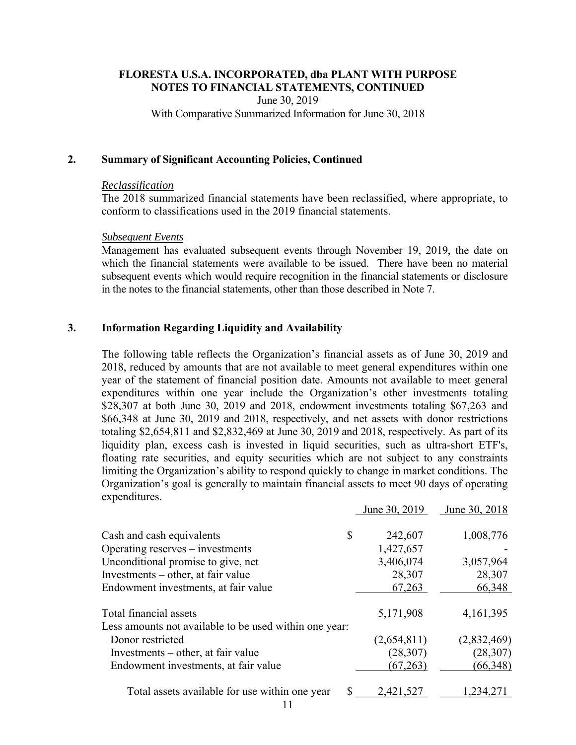**FLORESTA U.S.A. INCORPORATED, dba PLANT WITH PURPOSE**
**NOTES TO FINANCIAL STATEMENTS, CONTINUED**
June 30, 2019
With Comparative Summarized Information for June 30, 2018

## 2. Summary of Significant Accounting Policies, Continued

*Reclassification*
The 2018 summarized financial statements have been reclassified, where appropriate, to conform to classifications used in the 2019 financial statements.

*Subsequent Events*
Management has evaluated subsequent events through November 19, 2019, the date on which the financial statements were available to be issued. There have been no material subsequent events which would require recognition in the financial statements or disclosure in the notes to the financial statements, other than those described in Note 7.

## 3. Information Regarding Liquidity and Availability

The following table reflects the Organization's financial assets as of June 30, 2019 and 2018, reduced by amounts that are not available to meet general expenditures within one year of the statement of financial position date. Amounts not available to meet general expenditures within one year include the Organization's other investments totaling $28,307 at both June 30, 2019 and 2018, endowment investments totaling $67,263 and $66,348 at June 30, 2019 and 2018, respectively, and net assets with donor restrictions totaling $2,654,811 and $2,832,469 at June 30, 2019 and 2018, respectively. As part of its liquidity plan, excess cash is invested in liquid securities, such as ultra-short ETF's, floating rate securities, and equity securities which are not subject to any constraints limiting the Organization's ability to respond quickly to change in market conditions. The Organization's goal is generally to maintain financial assets to meet 90 days of operating expenditures.

| | | June 30, 2019 | June 30, 2018 |
|---|---|---|---|
| Cash and cash equivalents | $ | 242,607 | 1,008,776 |
| Operating reserves – investments | | 1,427,657 | - |
| Unconditional promise to give, net | | 3,406,074 | 3,057,964 |
| Investments – other, at fair value | | 28,307 | 28,307 |
| Endowment investments, at fair value | | 67,263 | 66,348 |
| Total financial assets | | 5,171,908 | 4,161,395 |
| Less amounts not available to be used within one year: | | | |
| Donor restricted | | (2,654,811) | (2,832,469) |
| Investments – other, at fair value | | (28,307) | (28,307) |
| Endowment investments, at fair value | | (67,263) | (66,348) |
| Total assets available for use within one year | $ | 2,421,527 | 1,234,271 |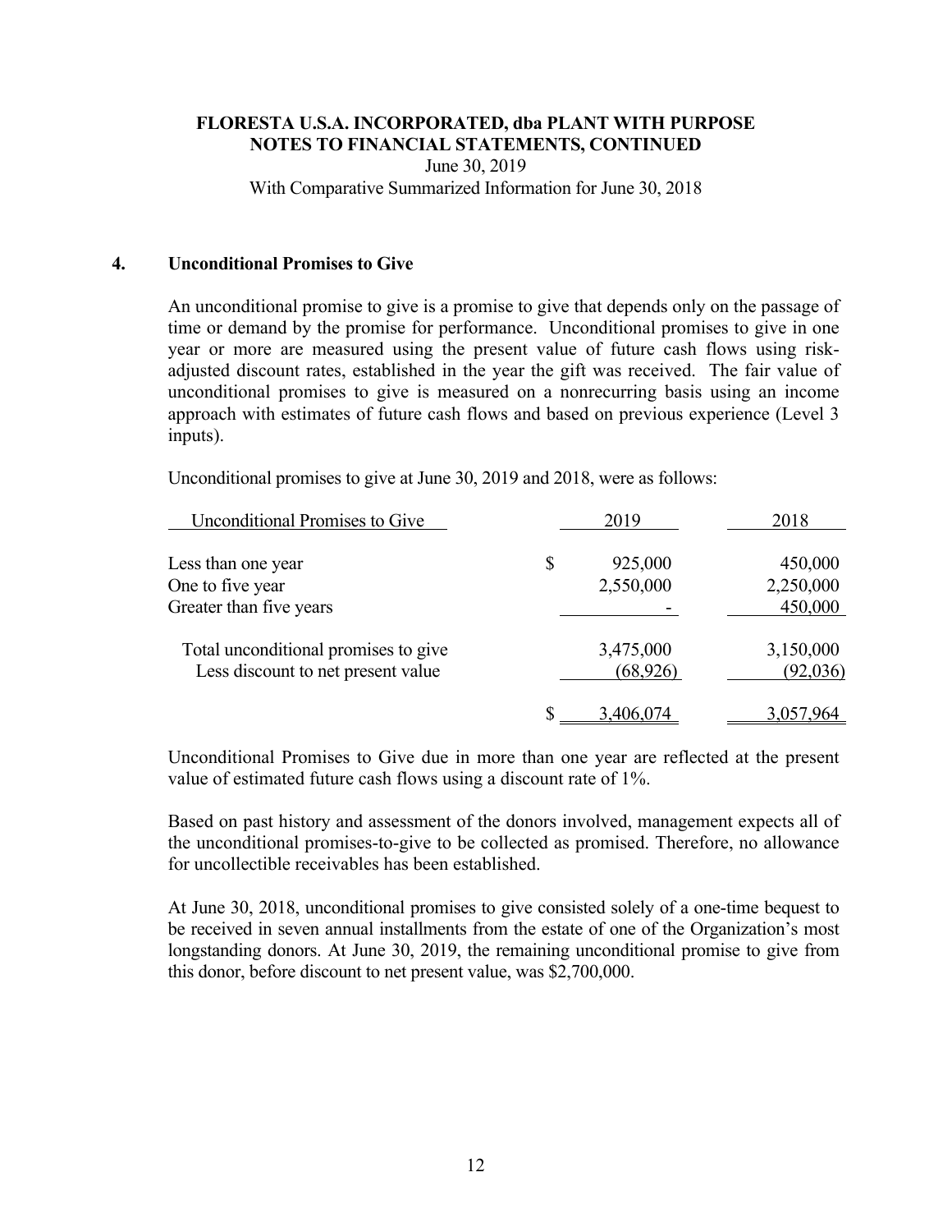# FLORESTA U.S.A. INCORPORATED, dba PLANT WITH PURPOSE
## NOTES TO FINANCIAL STATEMENTS, CONTINUED

June 30, 2019

With Comparative Summarized Information for June 30, 2018

## 4. Unconditional Promises to Give

An unconditional promise to give is a promise to give that depends only on the passage of time or demand by the promise for performance. Unconditional promises to give in one year or more are measured using the present value of future cash flows using risk-adjusted discount rates, established in the year the gift was received. The fair value of unconditional promises to give is measured on a nonrecurring basis using an income approach with estimates of future cash flows and based on previous experience (Level 3 inputs).

Unconditional promises to give at June 30, 2019 and 2018, were as follows:

| Unconditional Promises to Give | 2019 | 2018 |
|---|---|---|
| Less than one year | $ 925,000 | 450,000 |
| One to five year | 2,550,000 | 2,250,000 |
| Greater than five years | - | 450,000 |
| Total unconditional promises to give | 3,475,000 | 3,150,000 |
| Less discount to net present value | (68,926) | (92,036) |
| | $ 3,406,074 | 3,057,964 |

Unconditional Promises to Give due in more than one year are reflected at the present value of estimated future cash flows using a discount rate of 1%.

Based on past history and assessment of the donors involved, management expects all of the unconditional promises-to-give to be collected as promised. Therefore, no allowance for uncollectible receivables has been established.

At June 30, 2018, unconditional promises to give consisted solely of a one-time bequest to be received in seven annual installments from the estate of one of the Organization's most longstanding donors. At June 30, 2019, the remaining unconditional promise to give from this donor, before discount to net present value, was $2,700,000.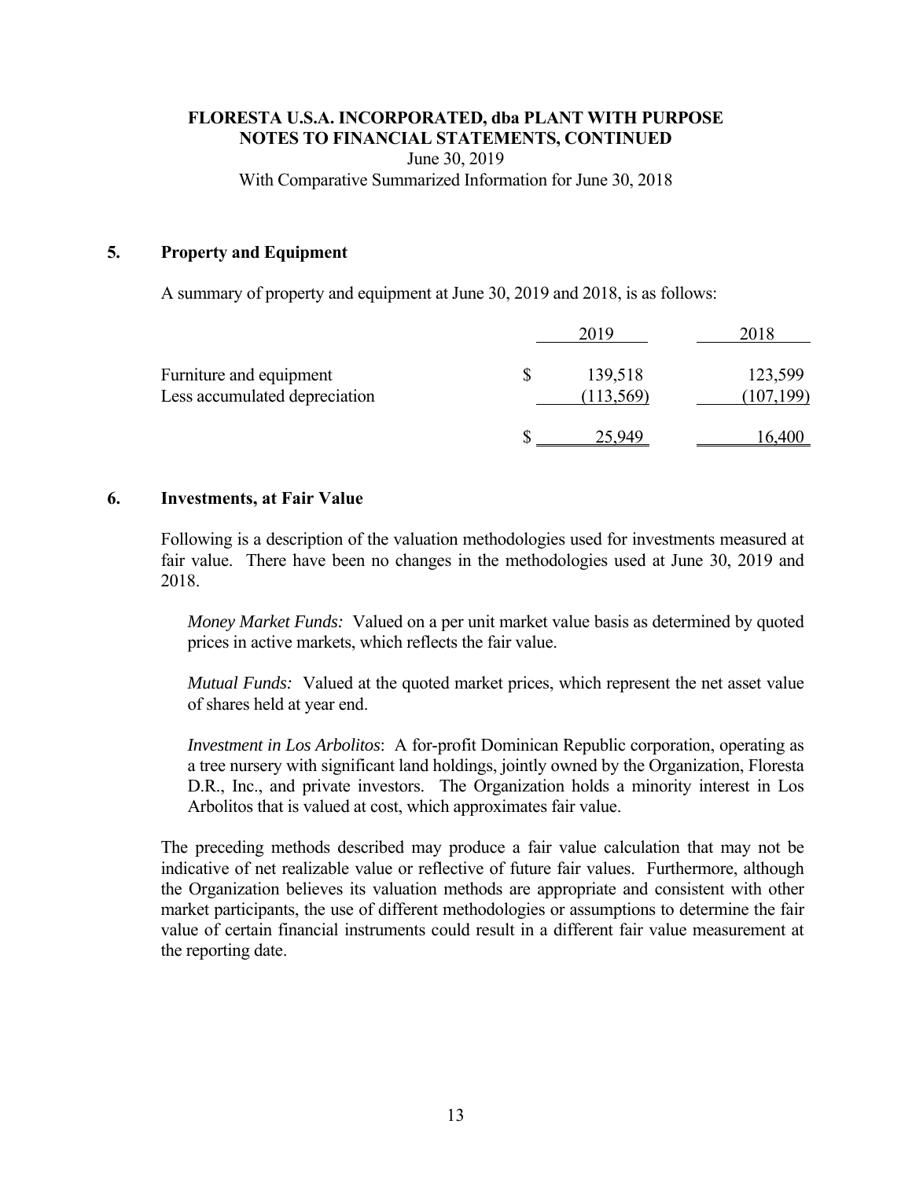**FLORESTA U.S.A. INCORPORATED, dba PLANT WITH PURPOSE**
**NOTES TO FINANCIAL STATEMENTS, CONTINUED**
June 30, 2019
With Comparative Summarized Information for June 30, 2018

## 5. Property and Equipment

A summary of property and equipment at June 30, 2019 and 2018, is as follows:

| | 2019 | 2018 |
|---|---|---|
| Furniture and equipment | $ 139,518 | 123,599 |
| Less accumulated depreciation | (113,569) | (107,199) |
| | $ 25,949 | 16,400 |

## 6. Investments, at Fair Value

Following is a description of the valuation methodologies used for investments measured at fair value. There have been no changes in the methodologies used at June 30, 2019 and 2018.

*Money Market Funds:* Valued on a per unit market value basis as determined by quoted prices in active markets, which reflects the fair value.

*Mutual Funds:* Valued at the quoted market prices, which represent the net asset value of shares held at year end.

*Investment in Los Arbolitos*: A for-profit Dominican Republic corporation, operating as a tree nursery with significant land holdings, jointly owned by the Organization, Floresta D.R., Inc., and private investors. The Organization holds a minority interest in Los Arbolitos that is valued at cost, which approximates fair value.

The preceding methods described may produce a fair value calculation that may not be indicative of net realizable value or reflective of future fair values. Furthermore, although the Organization believes its valuation methods are appropriate and consistent with other market participants, the use of different methodologies or assumptions to determine the fair value of certain financial instruments could result in a different fair value measurement at the reporting date.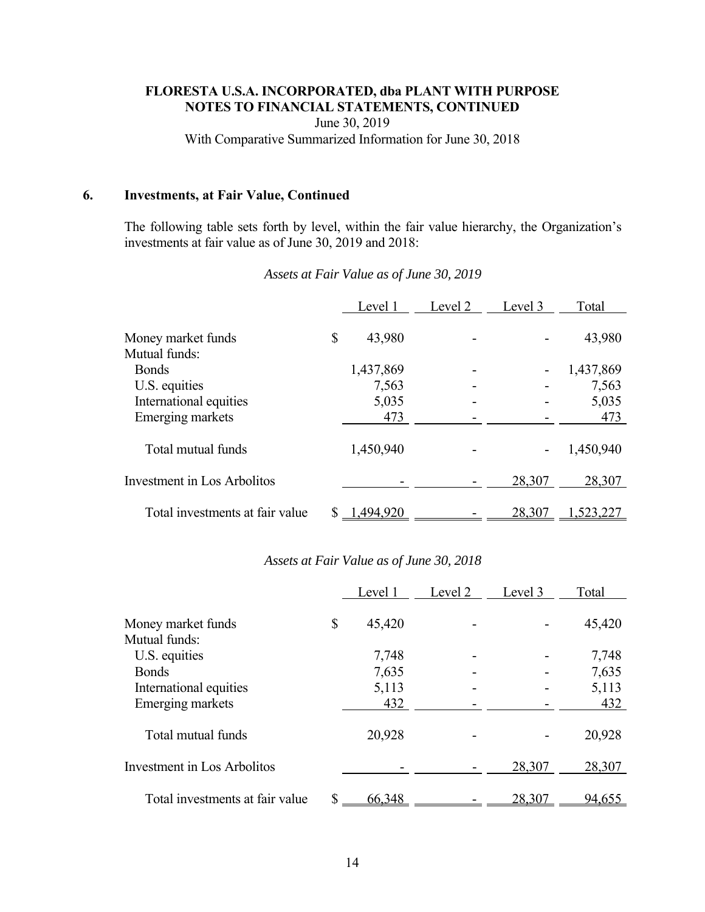**FLORESTA U.S.A. INCORPORATED, dba PLANT WITH PURPOSE**
**NOTES TO FINANCIAL STATEMENTS, CONTINUED**
June 30, 2019
With Comparative Summarized Information for June 30, 2018

## 6. Investments, at Fair Value, Continued

The following table sets forth by level, within the fair value hierarchy, the Organization's investments at fair value as of June 30, 2019 and 2018:

*Assets at Fair Value as of June 30, 2019*

| | Level 1 | Level 2 | Level 3 | Total |
|---|---|---|---|---|
| Money market funds | $ 43,980 | - | - | 43,980 |
| Mutual funds: | | | | |
| Bonds | 1,437,869 | - | - | 1,437,869 |
| U.S. equities | 7,563 | - | - | 7,563 |
| International equities | 5,035 | - | - | 5,035 |
| Emerging markets | 473 | - | - | 473 |
| Total mutual funds | 1,450,940 | - | - | 1,450,940 |
| Investment in Los Arbolitos | - | - | 28,307 | 28,307 |
| Total investments at fair value | $ 1,494,920 | - | 28,307 | 1,523,227 |

*Assets at Fair Value as of June 30, 2018*

| | Level 1 | Level 2 | Level 3 | Total |
|---|---|---|---|---|
| Money market funds | $ 45,420 | - | - | 45,420 |
| Mutual funds: | | | | |
| U.S. equities | 7,748 | - | - | 7,748 |
| Bonds | 7,635 | - | - | 7,635 |
| International equities | 5,113 | - | - | 5,113 |
| Emerging markets | 432 | - | - | 432 |
| Total mutual funds | 20,928 | - | - | 20,928 |
| Investment in Los Arbolitos | - | - | 28,307 | 28,307 |
| Total investments at fair value | $ 66,348 | - | 28,307 | 94,655 |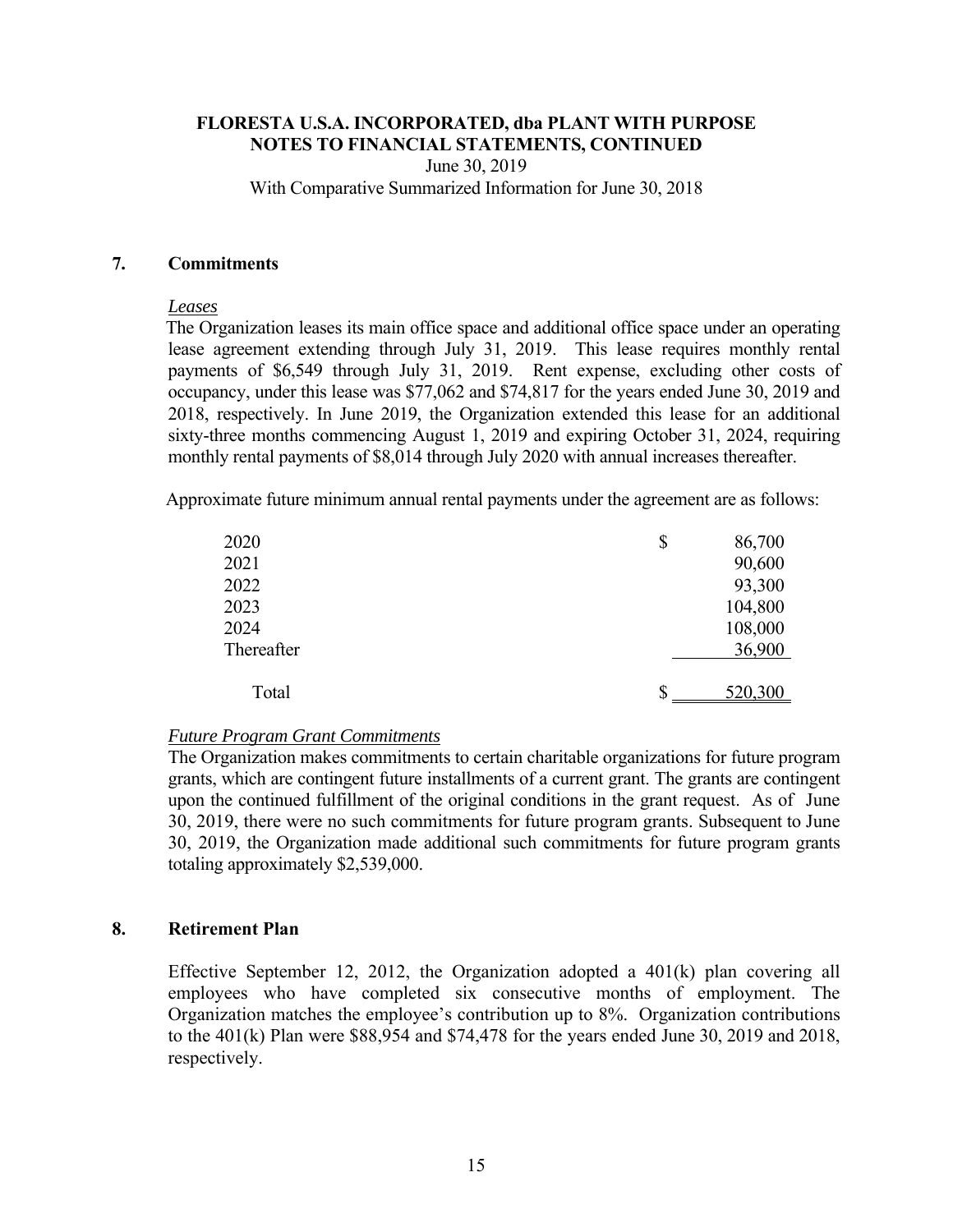# FLORESTA U.S.A. INCORPORATED, dba PLANT WITH PURPOSE
## NOTES TO FINANCIAL STATEMENTS, CONTINUED

June 30, 2019

With Comparative Summarized Information for June 30, 2018

## 7. Commitments

*Leases*

The Organization leases its main office space and additional office space under an operating lease agreement extending through July 31, 2019. This lease requires monthly rental payments of $6,549 through July 31, 2019. Rent expense, excluding other costs of occupancy, under this lease was $77,062 and $74,817 for the years ended June 30, 2019 and 2018, respectively. In June 2019, the Organization extended this lease for an additional sixty-three months commencing August 1, 2019 and expiring October 31, 2024, requiring monthly rental payments of $8,014 through July 2020 with annual increases thereafter.

Approximate future minimum annual rental payments under the agreement are as follows:

| | |
|---|---|
| 2020 | $ 86,700 |
| 2021 | 90,600 |
| 2022 | 93,300 |
| 2023 | 104,800 |
| 2024 | 108,000 |
| Thereafter | 36,900 |
| Total | $ 520,300 |

*Future Program Grant Commitments*

The Organization makes commitments to certain charitable organizations for future program grants, which are contingent future installments of a current grant. The grants are contingent upon the continued fulfillment of the original conditions in the grant request. As of June 30, 2019, there were no such commitments for future program grants. Subsequent to June 30, 2019, the Organization made additional such commitments for future program grants totaling approximately $2,539,000.

## 8. Retirement Plan

Effective September 12, 2012, the Organization adopted a 401(k) plan covering all employees who have completed six consecutive months of employment. The Organization matches the employee's contribution up to 8%. Organization contributions to the 401(k) Plan were $88,954 and $74,478 for the years ended June 30, 2019 and 2018, respectively.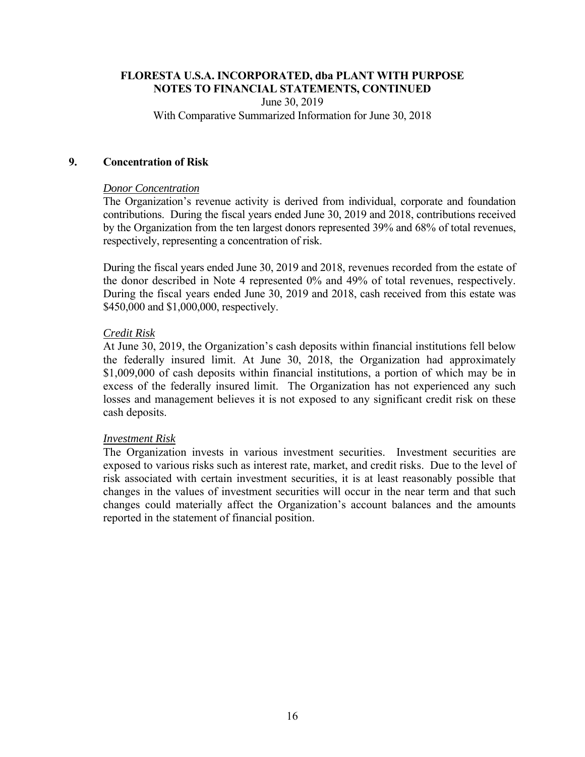## 9. Concentration of Risk

*Donor Concentration*

The Organization's revenue activity is derived from individual, corporate and foundation contributions. During the fiscal years ended June 30, 2019 and 2018, contributions received by the Organization from the ten largest donors represented 39% and 68% of total revenues, respectively, representing a concentration of risk.

During the fiscal years ended June 30, 2019 and 2018, revenues recorded from the estate of the donor described in Note 4 represented 0% and 49% of total revenues, respectively. During the fiscal years ended June 30, 2019 and 2018, cash received from this estate was $450,000 and $1,000,000, respectively.

*Credit Risk*

At June 30, 2019, the Organization's cash deposits within financial institutions fell below the federally insured limit. At June 30, 2018, the Organization had approximately $1,009,000 of cash deposits within financial institutions, a portion of which may be in excess of the federally insured limit. The Organization has not experienced any such losses and management believes it is not exposed to any significant credit risk on these cash deposits.

*Investment Risk*

The Organization invests in various investment securities. Investment securities are exposed to various risks such as interest rate, market, and credit risks. Due to the level of risk associated with certain investment securities, it is at least reasonably possible that changes in the values of investment securities will occur in the near term and that such changes could materially affect the Organization's account balances and the amounts reported in the statement of financial position.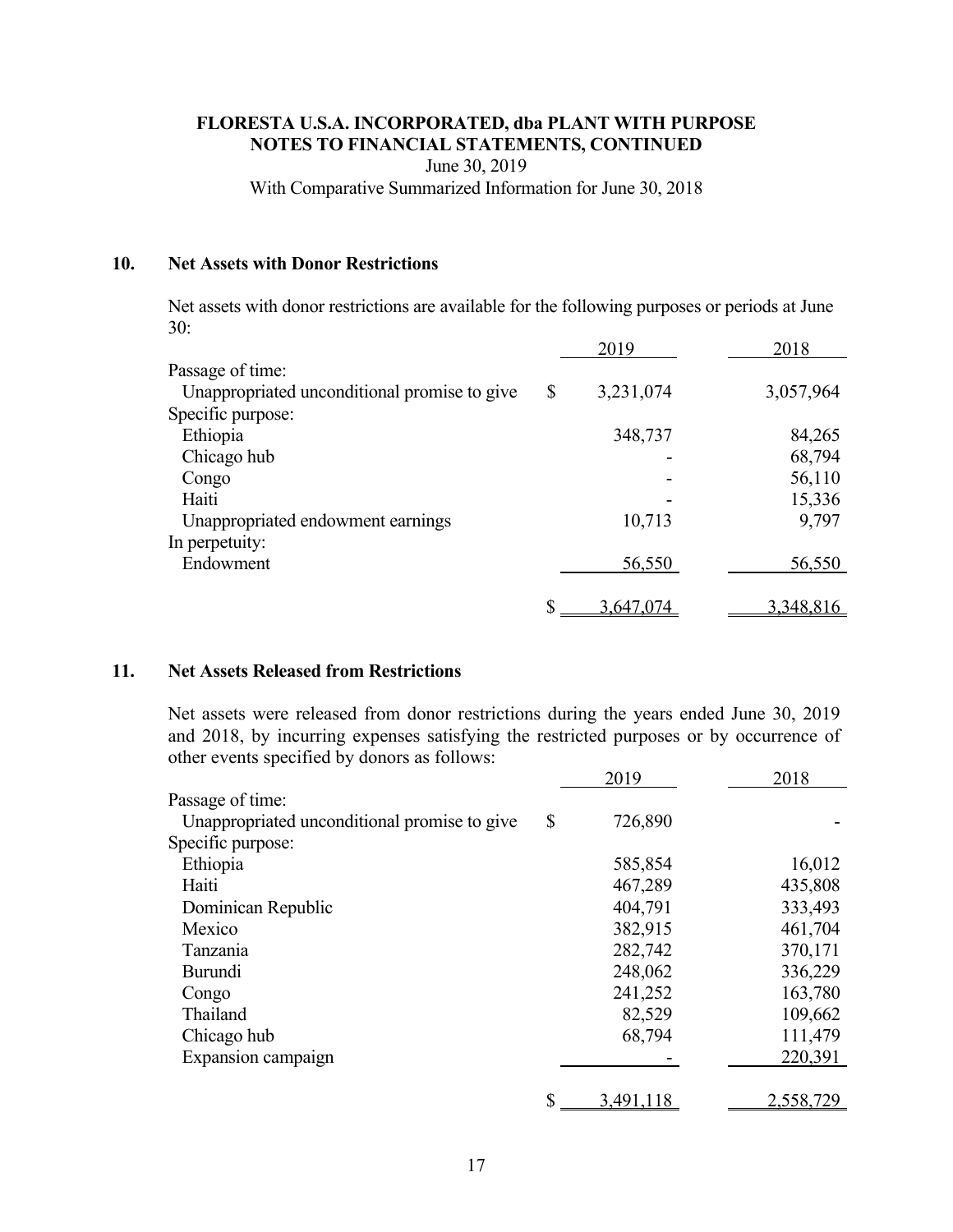**FLORESTA U.S.A. INCORPORATED, dba PLANT WITH PURPOSE**
**NOTES TO FINANCIAL STATEMENTS, CONTINUED**
June 30, 2019
With Comparative Summarized Information for June 30, 2018

## 10. Net Assets with Donor Restrictions

Net assets with donor restrictions are available for the following purposes or periods at June 30:

| | 2019 | 2018 |
|---|---|---|
| Passage of time: | | |
| Unappropriated unconditional promise to give | $ 3,231,074 | 3,057,964 |
| Specific purpose: | | |
| Ethiopia | 348,737 | 84,265 |
| Chicago hub | - | 68,794 |
| Congo | - | 56,110 |
| Haiti | - | 15,336 |
| Unappropriated endowment earnings | 10,713 | 9,797 |
| In perpetuity: | | |
| Endowment | 56,550 | 56,550 |
| | $ 3,647,074 | 3,348,816 |

## 11. Net Assets Released from Restrictions

Net assets were released from donor restrictions during the years ended June 30, 2019 and 2018, by incurring expenses satisfying the restricted purposes or by occurrence of other events specified by donors as follows:

| | 2019 | 2018 |
|---|---|---|
| Passage of time: | | |
| Unappropriated unconditional promise to give | $ 726,890 | - |
| Specific purpose: | | |
| Ethiopia | 585,854 | 16,012 |
| Haiti | 467,289 | 435,808 |
| Dominican Republic | 404,791 | 333,493 |
| Mexico | 382,915 | 461,704 |
| Tanzania | 282,742 | 370,171 |
| Burundi | 248,062 | 336,229 |
| Congo | 241,252 | 163,780 |
| Thailand | 82,529 | 109,662 |
| Chicago hub | 68,794 | 111,479 |
| Expansion campaign | - | 220,391 |
| | $ 3,491,118 | 2,558,729 |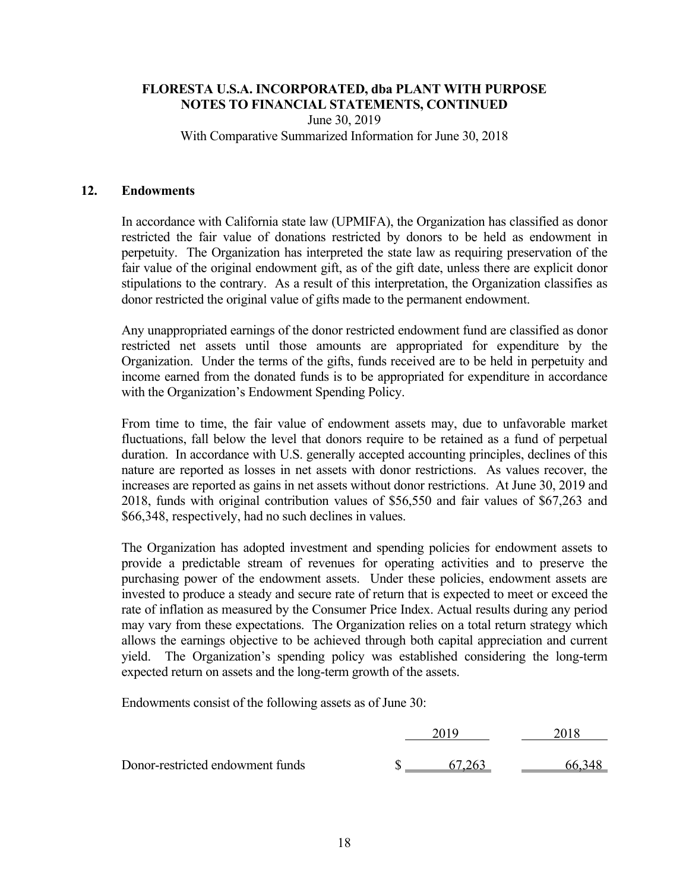## 12. Endowments

In accordance with California state law (UPMIFA), the Organization has classified as donor restricted the fair value of donations restricted by donors to be held as endowment in perpetuity. The Organization has interpreted the state law as requiring preservation of the fair value of the original endowment gift, as of the gift date, unless there are explicit donor stipulations to the contrary. As a result of this interpretation, the Organization classifies as donor restricted the original value of gifts made to the permanent endowment.

Any unappropriated earnings of the donor restricted endowment fund are classified as donor restricted net assets until those amounts are appropriated for expenditure by the Organization. Under the terms of the gifts, funds received are to be held in perpetuity and income earned from the donated funds is to be appropriated for expenditure in accordance with the Organization's Endowment Spending Policy.

From time to time, the fair value of endowment assets may, due to unfavorable market fluctuations, fall below the level that donors require to be retained as a fund of perpetual duration. In accordance with U.S. generally accepted accounting principles, declines of this nature are reported as losses in net assets with donor restrictions. As values recover, the increases are reported as gains in net assets without donor restrictions. At June 30, 2019 and 2018, funds with original contribution values of $56,550 and fair values of $67,263 and $66,348, respectively, had no such declines in values.

The Organization has adopted investment and spending policies for endowment assets to provide a predictable stream of revenues for operating activities and to preserve the purchasing power of the endowment assets. Under these policies, endowment assets are invested to produce a steady and secure rate of return that is expected to meet or exceed the rate of inflation as measured by the Consumer Price Index. Actual results during any period may vary from these expectations. The Organization relies on a total return strategy which allows the earnings objective to be achieved through both capital appreciation and current yield. The Organization's spending policy was established considering the long-term expected return on assets and the long-term growth of the assets.

Endowments consist of the following assets as of June 30:

| | 2019 | 2018 |
|---|---|---|
| Donor-restricted endowment funds | $ 67,263 | 66,348 |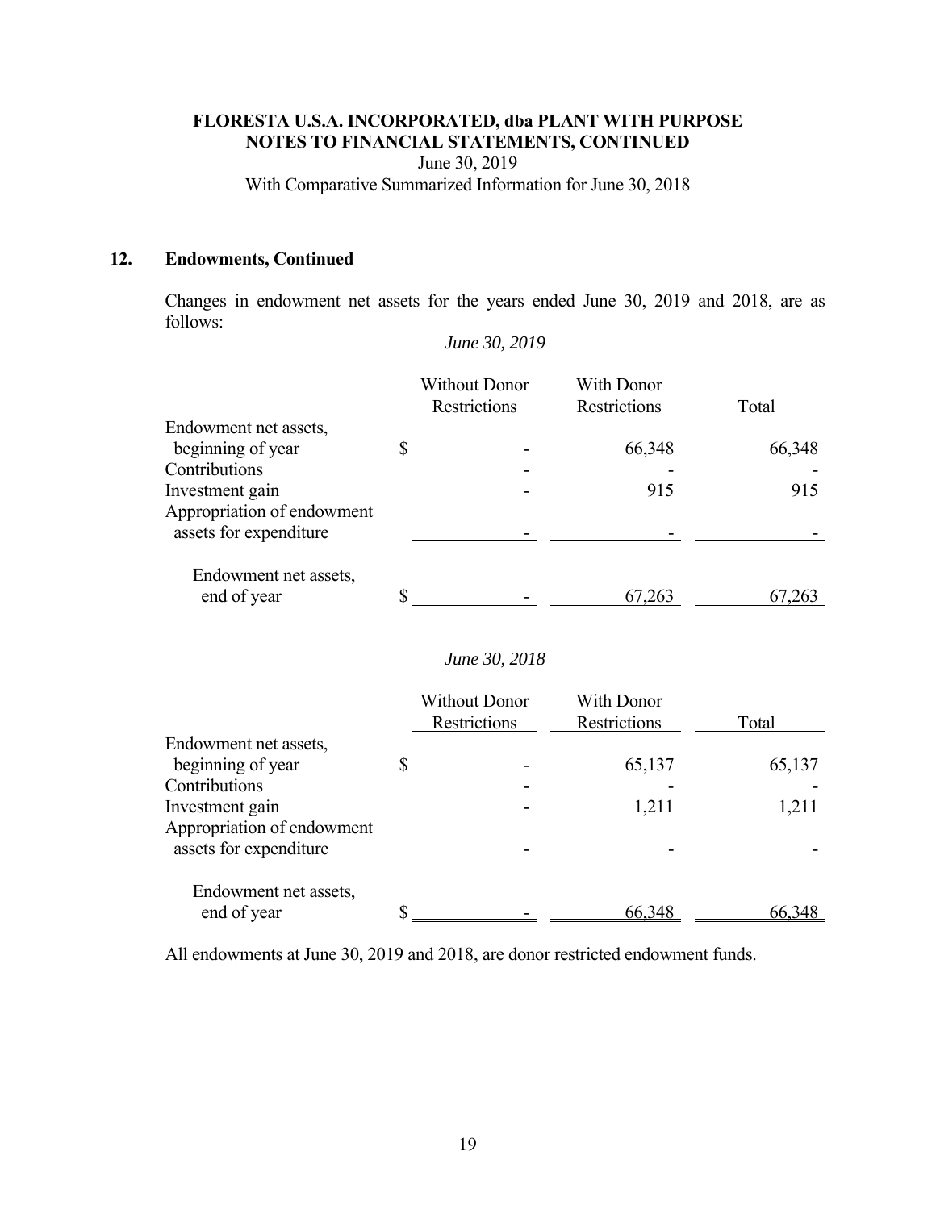## 12. Endowments, Continued

Changes in endowment net assets for the years ended June 30, 2019 and 2018, are as follows:

*June 30, 2019*

| | Without Donor Restrictions | With Donor Restrictions | Total |
|---|---|---|---|
| Endowment net assets, beginning of year | $ - | 66,348 | 66,348 |
| Contributions | - | - | - |
| Investment gain | - | 915 | 915 |
| Appropriation of endowment assets for expenditure | - | - | - |
| Endowment net assets, end of year | $ - | 67,263 | 67,263 |

*June 30, 2018*

| | Without Donor Restrictions | With Donor Restrictions | Total |
|---|---|---|---|
| Endowment net assets, beginning of year | $ - | 65,137 | 65,137 |
| Contributions | - | - | - |
| Investment gain | - | 1,211 | 1,211 |
| Appropriation of endowment assets for expenditure | - | - | - |
| Endowment net assets, end of year | $ - | 66,348 | 66,348 |

All endowments at June 30, 2019 and 2018, are donor restricted endowment funds.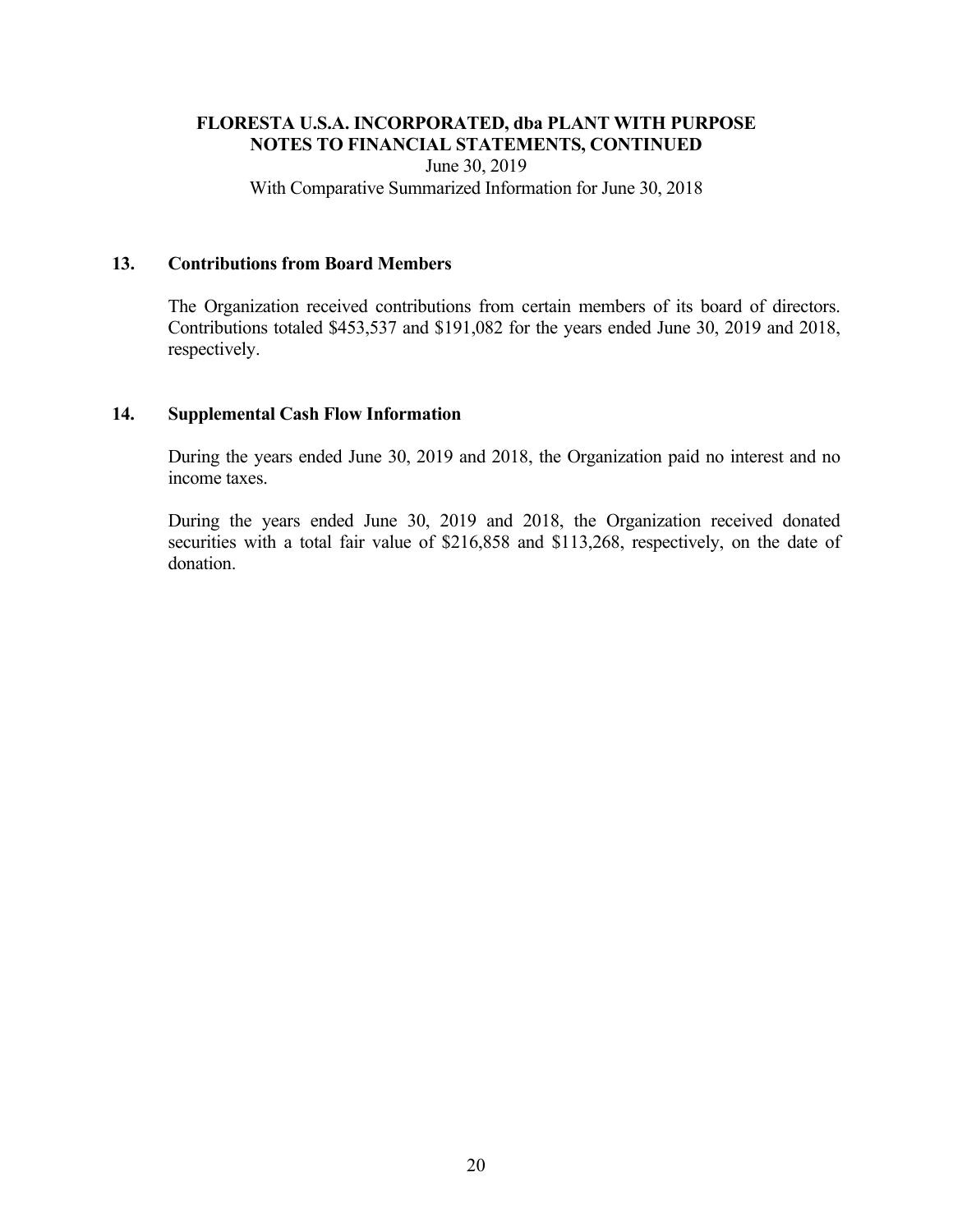## 13. Contributions from Board Members

The Organization received contributions from certain members of its board of directors. Contributions totaled $453,537 and $191,082 for the years ended June 30, 2019 and 2018, respectively.

## 14. Supplemental Cash Flow Information

During the years ended June 30, 2019 and 2018, the Organization paid no interest and no income taxes.

During the years ended June 30, 2019 and 2018, the Organization received donated securities with a total fair value of $216,858 and $113,268, respectively, on the date of donation.